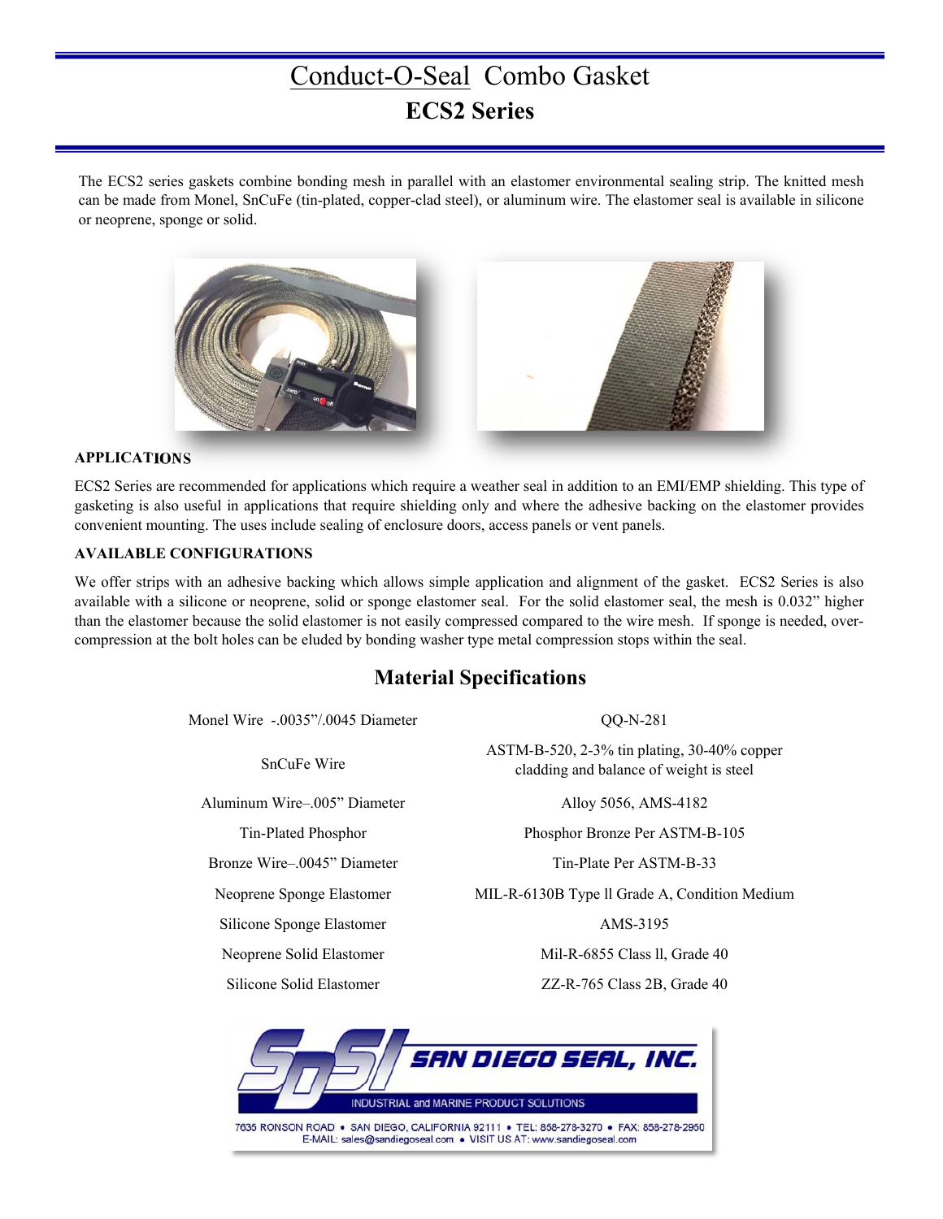# Conduct-O-Seal Combo Gasket

## ECS2 Series

The ECS2 series gaskets combine bonding mesh in parallel with an elastomer environmental sealing strip. The knitted mesh can be made from Monel, SnCuFe (tin-plated, copper-clad steel), or aluminum wire. The elastomer seal is available in silicone or neoprene, sponge or solid.

### APPLICATIONS

ECS2 Series are recommended for applications which require a weather seal in addition to an EMI/EMP shielding. This type of gasketing is also useful in applications that require shielding only and where the adhesive backing on the elastomer provides convenient mounting. The uses include sealing of enclosure doors, access panels or vent panels.

### AVAILABLE CONFIGURATIONS

We offer strips with an adhesive backing which allows simple application and alignment of the gasket. ECS2 Series is also available with a silicone or neoprene, solid or sponge elastomer seal. For the solid elastomer seal, the mesh is 0.032" higher than the elastomer because the solid elastomer is not easily compressed compared to the wire mesh. If sponge is needed, over-compression at the bolt holes can be eluded by bonding washer type metal compression stops within the seal.

## Material Specifications

| | |
|---|---|
| Monel Wire -.0035"/.0045 Diameter | QQ-N-281 |
| SnCuFe Wire | ASTM-B-520, 2-3% tin plating, 30-40% copper cladding and balance of weight is steel |
| Aluminum Wire–.005" Diameter | Alloy 5056, AMS-4182 |
| Tin-Plated Phosphor | Phosphor Bronze Per ASTM-B-105 |
| Bronze Wire–.0045" Diameter | Tin-Plate Per ASTM-B-33 |
| Neoprene Sponge Elastomer | MIL-R-6130B Type ll Grade A, Condition Medium |
| Silicone Sponge Elastomer | AMS-3195 |
| Neoprene Solid Elastomer | Mil-R-6855 Class ll, Grade 40 |
| Silicone Solid Elastomer | ZZ-R-765 Class 2B, Grade 40 |

SAN DIEGO SEAL, INC.
INDUSTRIAL and MARINE PRODUCT SOLUTIONS
7635 RONSON ROAD • SAN DIEGO, CALIFORNIA 92111 • TEL: 858-278-3270 • FAX: 858-278-2950
E-MAIL: sales@sandiegoseal.com • VISIT US AT: www.sandiegoseal.com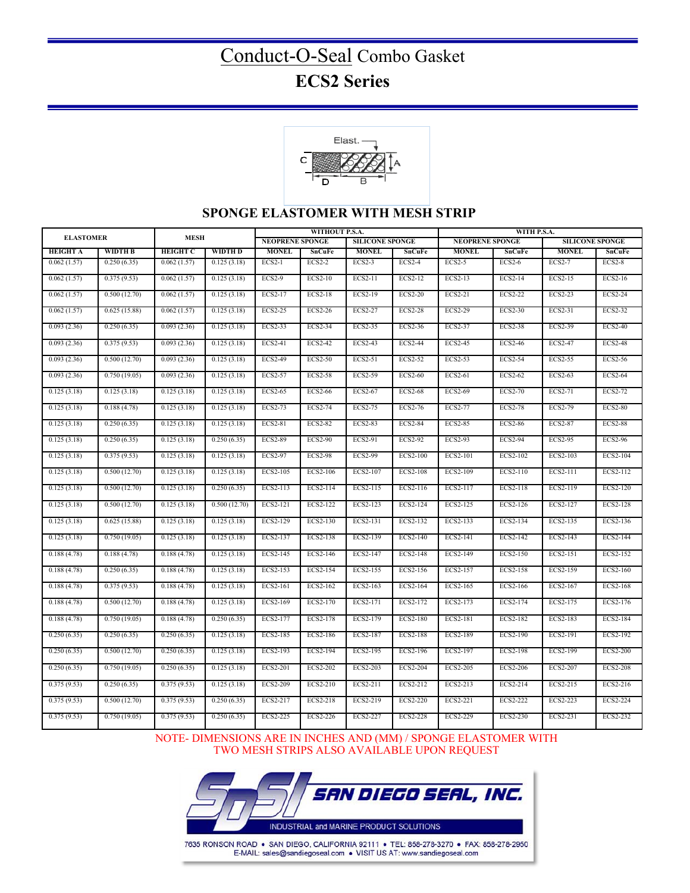# Conduct-O-Seal Combo Gasket

## ECS2 Series

## SPONGE ELASTOMER WITH MESH STRIP

| ELASTOMER | | MESH | | WITHOUT P.S.A. | | | | WITH P.S.A. | | | |
|---|---|---|---|---|---|---|---|---|---|---|---|
| | | | | NEOPRENE SPONGE | | SILICONE SPONGE | | NEOPRENE SPONGE | | SILICONE SPONGE | |
| HEIGHT A | WIDTH B | HEIGHT C | WIDTH D | MONEL | SnCuFe | MONEL | SnCuFe | MONEL | SnCuFe | MONEL | SnCuFe |
| 0.062 (1.57) | 0.250 (6.35) | 0.062 (1.57) | 0.125 (3.18) | ECS2-1 | ECS2-2 | ECS2-3 | ECS2-4 | ECS2-5 | ECS2-6 | ECS2-7 | ECS2-8 |
| 0.062 (1.57) | 0.375 (9.53) | 0.062 (1.57) | 0.125 (3.18) | ECS2-9 | ECS2-10 | ECS2-11 | ECS2-12 | ECS2-13 | ECS2-14 | ECS2-15 | ECS2-16 |
| 0.062 (1.57) | 0.500 (12.70) | 0.062 (1.57) | 0.125 (3.18) | ECS2-17 | ECS2-18 | ECS2-19 | ECS2-20 | ECS2-21 | ECS2-22 | ECS2-23 | ECS2-24 |
| 0.062 (1.57) | 0.625 (15.88) | 0.062 (1.57) | 0.125 (3.18) | ECS2-25 | ECS2-26 | ECS2-27 | ECS2-28 | ECS2-29 | ECS2-30 | ECS2-31 | ECS2-32 |
| 0.093 (2.36) | 0.250 (6.35) | 0.093 (2.36) | 0.125 (3.18) | ECS2-33 | ECS2-34 | ECS2-35 | ECS2-36 | ECS2-37 | ECS2-38 | ECS2-39 | ECS2-40 |
| 0.093 (2.36) | 0.375 (9.53) | 0.093 (2.36) | 0.125 (3.18) | ECS2-41 | ECS2-42 | ECS2-43 | ECS2-44 | ECS2-45 | ECS2-46 | ECS2-47 | ECS2-48 |
| 0.093 (2.36) | 0.500 (12.70) | 0.093 (2.36) | 0.125 (3.18) | ECS2-49 | ECS2-50 | ECS2-51 | ECS2-52 | ECS2-53 | ECS2-54 | ECS2-55 | ECS2-56 |
| 0.093 (2.36) | 0.750 (19.05) | 0.093 (2.36) | 0.125 (3.18) | ECS2-57 | ECS2-58 | ECS2-59 | ECS2-60 | ECS2-61 | ECS2-62 | ECS2-63 | ECS2-64 |
| 0.125 (3.18) | 0.125 (3.18) | 0.125 (3.18) | 0.125 (3.18) | ECS2-65 | ECS2-66 | ECS2-67 | ECS2-68 | ECS2-69 | ECS2-70 | ECS2-71 | ECS2-72 |
| 0.125 (3.18) | 0.188 (4.78) | 0.125 (3.18) | 0.125 (3.18) | ECS2-73 | ECS2-74 | ECS2-75 | ECS2-76 | ECS2-77 | ECS2-78 | ECS2-79 | ECS2-80 |
| 0.125 (3.18) | 0.250 (6.35) | 0.125 (3.18) | 0.125 (3.18) | ECS2-81 | ECS2-82 | ECS2-83 | ECS2-84 | ECS2-85 | ECS2-86 | ECS2-87 | ECS2-88 |
| 0.125 (3.18) | 0.250 (6.35) | 0.125 (3.18) | 0.250 (6.35) | ECS2-89 | ECS2-90 | ECS2-91 | ECS2-92 | ECS2-93 | ECS2-94 | ECS2-95 | ECS2-96 |
| 0.125 (3.18) | 0.375 (9.53) | 0.125 (3.18) | 0.125 (3.18) | ECS2-97 | ECS2-98 | ECS2-99 | ECS2-100 | ECS2-101 | ECS2-102 | ECS2-103 | ECS2-104 |
| 0.125 (3.18) | 0.500 (12.70) | 0.125 (3.18) | 0.125 (3.18) | ECS2-105 | ECS2-106 | ECS2-107 | ECS2-108 | ECS2-109 | ECS2-110 | ECS2-111 | ECS2-112 |
| 0.125 (3.18) | 0.500 (12.70) | 0.125 (3.18) | 0.250 (6.35) | ECS2-113 | ECS2-114 | ECS2-115 | ECS2-116 | ECS2-117 | ECS2-118 | ECS2-119 | ECS2-120 |
| 0.125 (3.18) | 0.500 (12.70) | 0.125 (3.18) | 0.500 (12.70) | ECS2-121 | ECS2-122 | ECS2-123 | ECS2-124 | ECS2-125 | ECS2-126 | ECS2-127 | ECS2-128 |
| 0.125 (3.18) | 0.625 (15.88) | 0.125 (3.18) | 0.125 (3.18) | ECS2-129 | ECS2-130 | ECS2-131 | ECS2-132 | ECS2-133 | ECS2-134 | ECS2-135 | ECS2-136 |
| 0.125 (3.18) | 0.750 (19.05) | 0.125 (3.18) | 0.125 (3.18) | ECS2-137 | ECS2-138 | ECS2-139 | ECS2-140 | ECS2-141 | ECS2-142 | ECS2-143 | ECS2-144 |
| 0.188 (4.78) | 0.188 (4.78) | 0.188 (4.78) | 0.125 (3.18) | ECS2-145 | ECS2-146 | ECS2-147 | ECS2-148 | ECS2-149 | ECS2-150 | ECS2-151 | ECS2-152 |
| 0.188 (4.78) | 0.250 (6.35) | 0.188 (4.78) | 0.125 (3.18) | ECS2-153 | ECS2-154 | ECS2-155 | ECS2-156 | ECS2-157 | ECS2-158 | ECS2-159 | ECS2-160 |
| 0.188 (4.78) | 0.375 (9.53) | 0.188 (4.78) | 0.125 (3.18) | ECS2-161 | ECS2-162 | ECS2-163 | ECS2-164 | ECS2-165 | ECS2-166 | ECS2-167 | ECS2-168 |
| 0.188 (4.78) | 0.500 (12.70) | 0.188 (4.78) | 0.125 (3.18) | ECS2-169 | ECS2-170 | ECS2-171 | ECS2-172 | ECS2-173 | ECS2-174 | ECS2-175 | ECS2-176 |
| 0.188 (4.78) | 0.750 (19.05) | 0.188 (4.78) | 0.250 (6.35) | ECS2-177 | ECS2-178 | ECS2-179 | ECS2-180 | ECS2-181 | ECS2-182 | ECS2-183 | ECS2-184 |
| 0.250 (6.35) | 0.250 (6.35) | 0.250 (6.35) | 0.125 (3.18) | ECS2-185 | ECS2-186 | ECS2-187 | ECS2-188 | ECS2-189 | ECS2-190 | ECS2-191 | ECS2-192 |
| 0.250 (6.35) | 0.500 (12.70) | 0.250 (6.35) | 0.125 (3.18) | ECS2-193 | ECS2-194 | ECS2-195 | ECS2-196 | ECS2-197 | ECS2-198 | ECS2-199 | ECS2-200 |
| 0.250 (6.35) | 0.750 (19.05) | 0.250 (6.35) | 0.125 (3.18) | ECS2-201 | ECS2-202 | ECS2-203 | ECS2-204 | ECS2-205 | ECS2-206 | ECS2-207 | ECS2-208 |
| 0.375 (9.53) | 0.250 (6.35) | 0.375 (9.53) | 0.125 (3.18) | ECS2-209 | ECS2-210 | ECS2-211 | ECS2-212 | ECS2-213 | ECS2-214 | ECS2-215 | ECS2-216 |
| 0.375 (9.53) | 0.500 (12.70) | 0.375 (9.53) | 0.250 (6.35) | ECS2-217 | ECS2-218 | ECS2-219 | ECS2-220 | ECS2-221 | ECS2-222 | ECS2-223 | ECS2-224 |
| 0.375 (9.53) | 0.750 (19.05) | 0.375 (9.53) | 0.250 (6.35) | ECS2-225 | ECS2-226 | ECS2-227 | ECS2-228 | ECS2-229 | ECS2-230 | ECS2-231 | ECS2-232 |

NOTE- DIMENSIONS ARE IN INCHES AND (MM) / SPONGE ELASTOMER WITH TWO MESH STRIPS ALSO AVAILABLE UPON REQUEST

SAN DIEGO SEAL, INC.

INDUSTRIAL and MARINE PRODUCT SOLUTIONS

7635 RONSON ROAD • SAN DIEGO, CALIFORNIA 92111 • TEL: 858-278-3270 • FAX: 858-278-2950
E-MAIL: sales@sandiegoseal.com • VISIT US AT: www.sandiegoseal.com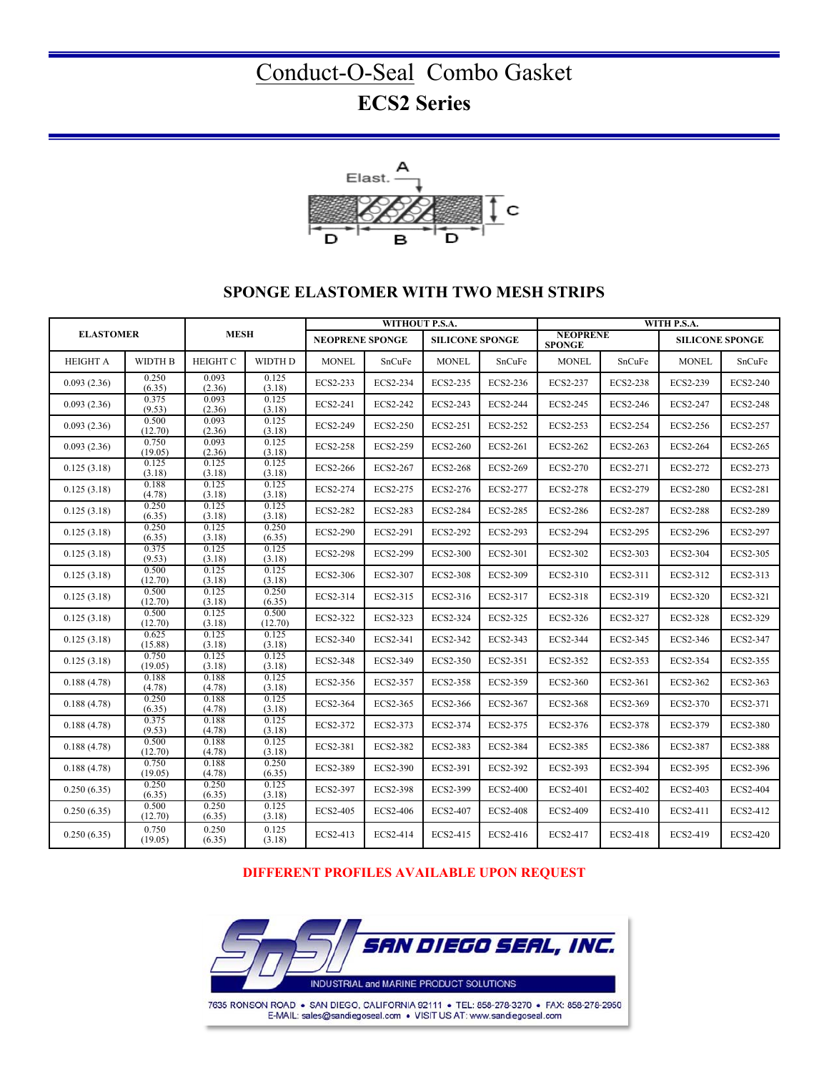# Conduct-O-Seal Combo Gasket

## ECS2 Series

Elast. A

C

D B D

## SPONGE ELASTOMER WITH TWO MESH STRIPS

| ELASTOMER | | MESH | | WITHOUT P.S.A. | | | | WITH P.S.A. | | | |
|---|---|---|---|---|---|---|---|---|---|---|---|
| | | | | NEOPRENE SPONGE | | SILICONE SPONGE | | NEOPRENE SPONGE | | SILICONE SPONGE | |
| HEIGHT A | WIDTH B | HEIGHT C | WIDTH D | MONEL | SnCuFe | MONEL | SnCuFe | MONEL | SnCuFe | MONEL | SnCuFe |
| 0.093 (2.36) | 0.250 (6.35) | 0.093 (2.36) | 0.125 (3.18) | ECS2-233 | ECS2-234 | ECS2-235 | ECS2-236 | ECS2-237 | ECS2-238 | ECS2-239 | ECS2-240 |
| 0.093 (2.36) | 0.375 (9.53) | 0.093 (2.36) | 0.125 (3.18) | ECS2-241 | ECS2-242 | ECS2-243 | ECS2-244 | ECS2-245 | ECS2-246 | ECS2-247 | ECS2-248 |
| 0.093 (2.36) | 0.500 (12.70) | 0.093 (2.36) | 0.125 (3.18) | ECS2-249 | ECS2-250 | ECS2-251 | ECS2-252 | ECS2-253 | ECS2-254 | ECS2-256 | ECS2-257 |
| 0.093 (2.36) | 0.750 (19.05) | 0.093 (2.36) | 0.125 (3.18) | ECS2-258 | ECS2-259 | ECS2-260 | ECS2-261 | ECS2-262 | ECS2-263 | ECS2-264 | ECS2-265 |
| 0.125 (3.18) | 0.125 (3.18) | 0.125 (3.18) | 0.125 (3.18) | ECS2-266 | ECS2-267 | ECS2-268 | ECS2-269 | ECS2-270 | ECS2-271 | ECS2-272 | ECS2-273 |
| 0.125 (3.18) | 0.188 (4.78) | 0.125 (3.18) | 0.125 (3.18) | ECS2-274 | ECS2-275 | ECS2-276 | ECS2-277 | ECS2-278 | ECS2-279 | ECS2-280 | ECS2-281 |
| 0.125 (3.18) | 0.250 (6.35) | 0.125 (3.18) | 0.125 (3.18) | ECS2-282 | ECS2-283 | ECS2-284 | ECS2-285 | ECS2-286 | ECS2-287 | ECS2-288 | ECS2-289 |
| 0.125 (3.18) | 0.250 (6.35) | 0.125 (3.18) | 0.250 (6.35) | ECS2-290 | ECS2-291 | ECS2-292 | ECS2-293 | ECS2-294 | ECS2-295 | ECS2-296 | ECS2-297 |
| 0.125 (3.18) | 0.375 (9.53) | 0.125 (3.18) | 0.125 (3.18) | ECS2-298 | ECS2-299 | ECS2-300 | ECS2-301 | ECS2-302 | ECS2-303 | ECS2-304 | ECS2-305 |
| 0.125 (3.18) | 0.500 (12.70) | 0.125 (3.18) | 0.125 (3.18) | ECS2-306 | ECS2-307 | ECS2-308 | ECS2-309 | ECS2-310 | ECS2-311 | ECS2-312 | ECS2-313 |
| 0.125 (3.18) | 0.500 (12.70) | 0.125 (3.18) | 0.250 (6.35) | ECS2-314 | ECS2-315 | ECS2-316 | ECS2-317 | ECS2-318 | ECS2-319 | ECS2-320 | ECS2-321 |
| 0.125 (3.18) | 0.500 (12.70) | 0.125 (3.18) | 0.500 (12.70) | ECS2-322 | ECS2-323 | ECS2-324 | ECS2-325 | ECS2-326 | ECS2-327 | ECS2-328 | ECS2-329 |
| 0.125 (3.18) | 0.625 (15.88) | 0.125 (3.18) | 0.125 (3.18) | ECS2-340 | ECS2-341 | ECS2-342 | ECS2-343 | ECS2-344 | ECS2-345 | ECS2-346 | ECS2-347 |
| 0.125 (3.18) | 0.750 (19.05) | 0.125 (3.18) | 0.125 (3.18) | ECS2-348 | ECS2-349 | ECS2-350 | ECS2-351 | ECS2-352 | ECS2-353 | ECS2-354 | ECS2-355 |
| 0.188 (4.78) | 0.188 (4.78) | 0.188 (4.78) | 0.125 (3.18) | ECS2-356 | ECS2-357 | ECS2-358 | ECS2-359 | ECS2-360 | ECS2-361 | ECS2-362 | ECS2-363 |
| 0.188 (4.78) | 0.250 (6.35) | 0.188 (4.78) | 0.125 (3.18) | ECS2-364 | ECS2-365 | ECS2-366 | ECS2-367 | ECS2-368 | ECS2-369 | ECS2-370 | ECS2-371 |
| 0.188 (4.78) | 0.375 (9.53) | 0.188 (4.78) | 0.125 (3.18) | ECS2-372 | ECS2-373 | ECS2-374 | ECS2-375 | ECS2-376 | ECS2-378 | ECS2-379 | ECS2-380 |
| 0.188 (4.78) | 0.500 (12.70) | 0.188 (4.78) | 0.125 (3.18) | ECS2-381 | ECS2-382 | ECS2-383 | ECS2-384 | ECS2-385 | ECS2-386 | ECS2-387 | ECS2-388 |
| 0.188 (4.78) | 0.750 (19.05) | 0.188 (4.78) | 0.250 (6.35) | ECS2-389 | ECS2-390 | ECS2-391 | ECS2-392 | ECS2-393 | ECS2-394 | ECS2-395 | ECS2-396 |
| 0.250 (6.35) | 0.250 (6.35) | 0.250 (6.35) | 0.125 (3.18) | ECS2-397 | ECS2-398 | ECS2-399 | ECS2-400 | ECS2-401 | ECS2-402 | ECS2-403 | ECS2-404 |
| 0.250 (6.35) | 0.500 (12.70) | 0.250 (6.35) | 0.125 (3.18) | ECS2-405 | ECS2-406 | ECS2-407 | ECS2-408 | ECS2-409 | ECS2-410 | ECS2-411 | ECS2-412 |
| 0.250 (6.35) | 0.750 (19.05) | 0.250 (6.35) | 0.125 (3.18) | ECS2-413 | ECS2-414 | ECS2-415 | ECS2-416 | ECS2-417 | ECS2-418 | ECS2-419 | ECS2-420 |

**DIFFERENT PROFILES AVAILABLE UPON REQUEST**

SDSI SAN DIEGO SEAL, INC.

INDUSTRIAL and MARINE PRODUCT SOLUTIONS

7635 RONSON ROAD • SAN DIEGO, CALIFORNIA 92111 • TEL: 858-278-3270 • FAX: 858-278-2950
E-MAIL: sales@sandiegoseal.com • VISIT US AT: www.sandiegoseal.com